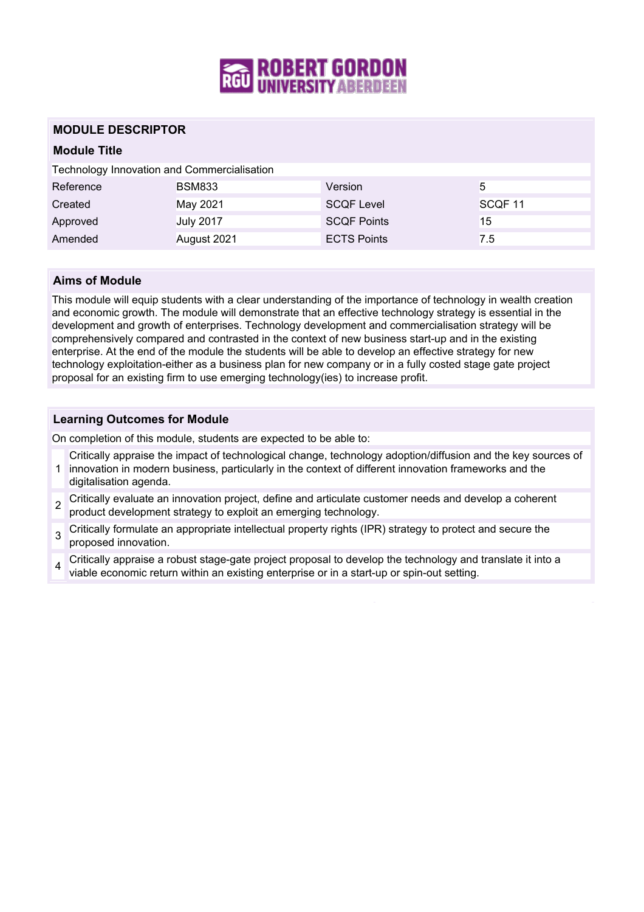# MODULE DESCRIPTOR

## Module Title

Technology Innovation and Commercialisation

| Reference | BSM833 | Version | 5 |
|---|---|---|---|
| Created | May 2021 | SCQF Level | SCQF 11 |
| Approved | July 2017 | SCQF Points | 15 |
| Amended | August 2021 | ECTS Points | 7.5 |

## Aims of Module

This module will equip students with a clear understanding of the importance of technology in wealth creation and economic growth. The module will demonstrate that an effective technology strategy is essential in the development and growth of enterprises. Technology development and commercialisation strategy will be comprehensively compared and contrasted in the context of new business start-up and in the existing enterprise. At the end of the module the students will be able to develop an effective strategy for new technology exploitation-either as a business plan for new company or in a fully costed stage gate project proposal for an existing firm to use emerging technology(ies) to increase profit.

## Learning Outcomes for Module

On completion of this module, students are expected to be able to:

1. Critically appraise the impact of technological change, technology adoption/diffusion and the key sources of innovation in modern business, particularly in the context of different innovation frameworks and the digitalisation agenda.
2. Critically evaluate an innovation project, define and articulate customer needs and develop a coherent product development strategy to exploit an emerging technology.
3. Critically formulate an appropriate intellectual property rights (IPR) strategy to protect and secure the proposed innovation.
4. Critically appraise a robust stage-gate project proposal to develop the technology and translate it into a viable economic return within an existing enterprise or in a start-up or spin-out setting.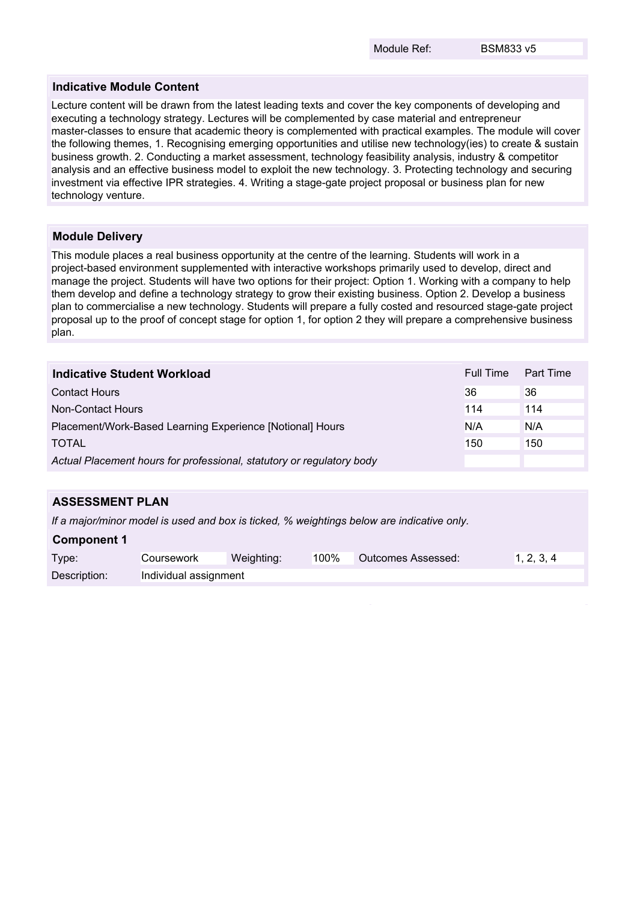| Module Ref: | BSM833 v5 |
|---|---|

## Indicative Module Content

Lecture content will be drawn from the latest leading texts and cover the key components of developing and executing a technology strategy. Lectures will be complemented by case material and entrepreneur master-classes to ensure that academic theory is complemented with practical examples. The module will cover the following themes, 1. Recognising emerging opportunities and utilise new technology(ies) to create & sustain business growth. 2. Conducting a market assessment, technology feasibility analysis, industry & competitor analysis and an effective business model to exploit the new technology. 3. Protecting technology and securing investment via effective IPR strategies. 4. Writing a stage-gate project proposal or business plan for new technology venture.

## Module Delivery

This module places a real business opportunity at the centre of the learning. Students will work in a project-based environment supplemented with interactive workshops primarily used to develop, direct and manage the project. Students will have two options for their project: Option 1. Working with a company to help them develop and define a technology strategy to grow their existing business. Option 2. Develop a business plan to commercialise a new technology. Students will prepare a fully costed and resourced stage-gate project proposal up to the proof of concept stage for option 1, for option 2 they will prepare a comprehensive business plan.

| Indicative Student Workload | Full Time | Part Time |
|---|---|---|
| Contact Hours | 36 | 36 |
| Non-Contact Hours | 114 | 114 |
| Placement/Work-Based Learning Experience [Notional] Hours | N/A | N/A |
| TOTAL | 150 | 150 |
| *Actual Placement hours for professional, statutory or regulatory body* | | |

## ASSESSMENT PLAN

*If a major/minor model is used and box is ticked, % weightings below are indicative only.*

### Component 1

| Type: | Coursework | Weighting: | 100% | Outcomes Assessed: | 1, 2, 3, 4 |
|---|---|---|---|---|---|
| Description: | Individual assignment | | | | |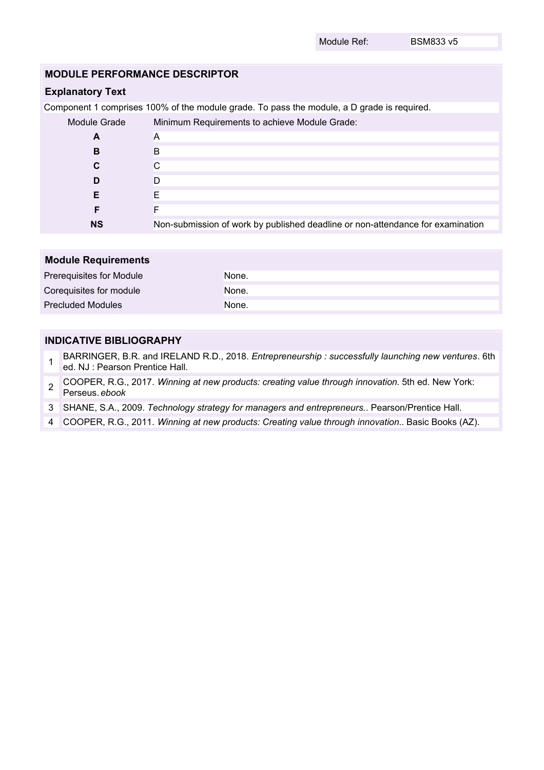Module Ref: BSM833 v5

## MODULE PERFORMANCE DESCRIPTOR

### Explanatory Text

Component 1 comprises 100% of the module grade. To pass the module, a D grade is required.

| Module Grade | Minimum Requirements to achieve Module Grade: |
|---|---|
| **A** | A |
| **B** | B |
| **C** | C |
| **D** | D |
| **E** | E |
| **F** | F |
| **NS** | Non-submission of work by published deadline or non-attendance for examination |

## Module Requirements

| | |
|---|---|
| Prerequisites for Module | None. |
| Corequisites for module | None. |
| Precluded Modules | None. |

## INDICATIVE BIBLIOGRAPHY

1. BARRINGER, B.R. and IRELAND R.D., 2018. *Entrepreneurship : successfully launching new ventures*. 6th ed. NJ : Pearson Prentice Hall.
2. COOPER, R.G., 2017. *Winning at new products: creating value through innovation*. 5th ed. New York: Perseus. *ebook*
3. SHANE, S.A., 2009. *Technology strategy for managers and entrepreneurs.*. Pearson/Prentice Hall.
4. COOPER, R.G., 2011. *Winning at new products: Creating value through innovation.*. Basic Books (AZ).